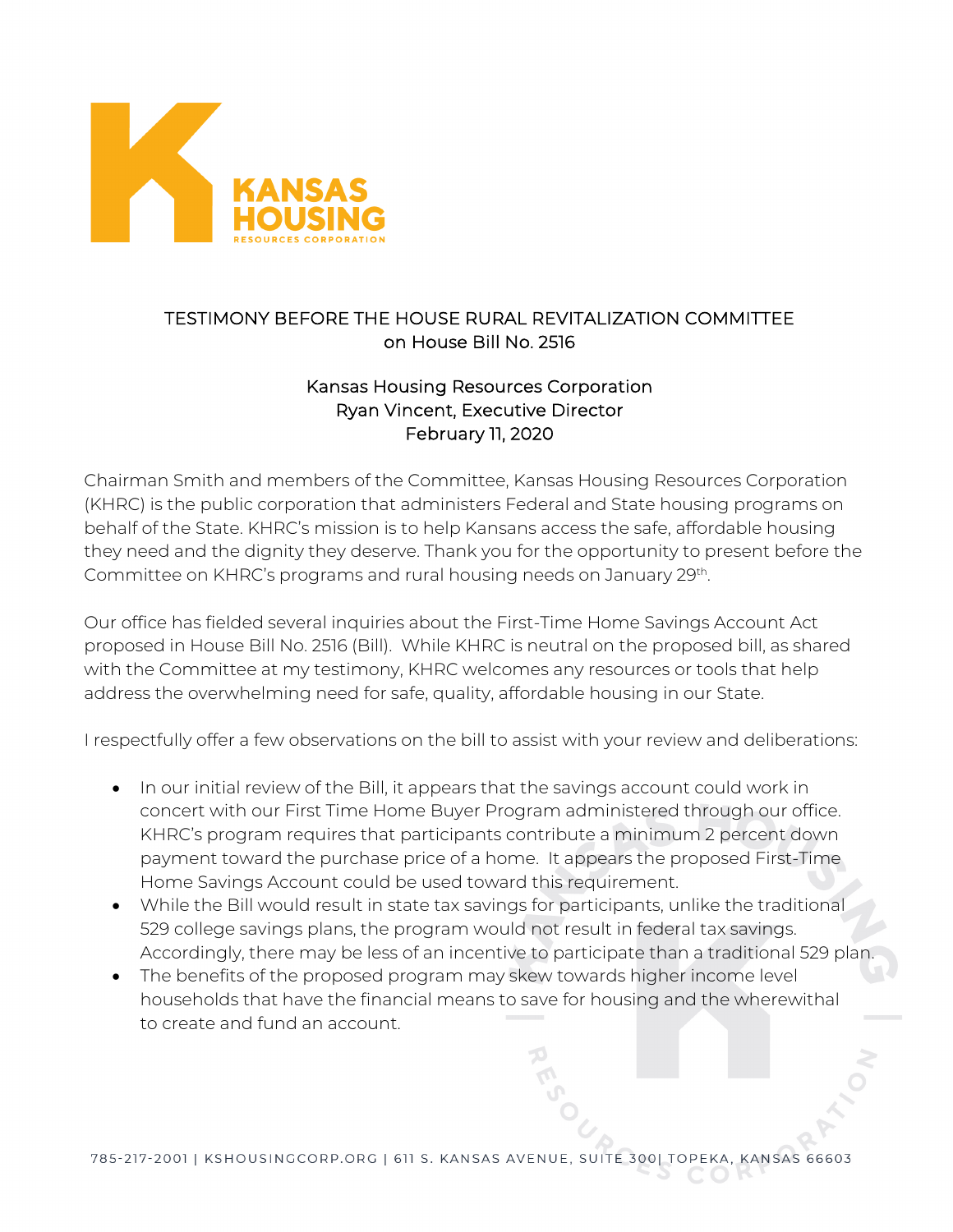KANSAS HOUSING RESOURCES CORPORATION

## TESTIMONY BEFORE THE HOUSE RURAL REVITALIZATION COMMITTEE on House Bill No. 2516

Kansas Housing Resources Corporation
Ryan Vincent, Executive Director
February 11, 2020

Chairman Smith and members of the Committee, Kansas Housing Resources Corporation (KHRC) is the public corporation that administers Federal and State housing programs on behalf of the State. KHRC's mission is to help Kansans access the safe, affordable housing they need and the dignity they deserve. Thank you for the opportunity to present before the Committee on KHRC's programs and rural housing needs on January 29th.

Our office has fielded several inquiries about the First-Time Home Savings Account Act proposed in House Bill No. 2516 (Bill). While KHRC is neutral on the proposed bill, as shared with the Committee at my testimony, KHRC welcomes any resources or tools that help address the overwhelming need for safe, quality, affordable housing in our State.

I respectfully offer a few observations on the bill to assist with your review and deliberations:

- In our initial review of the Bill, it appears that the savings account could work in concert with our First Time Home Buyer Program administered through our office. KHRC's program requires that participants contribute a minimum 2 percent down payment toward the purchase price of a home. It appears the proposed First-Time Home Savings Account could be used toward this requirement.
- While the Bill would result in state tax savings for participants, unlike the traditional 529 college savings plans, the program would not result in federal tax savings. Accordingly, there may be less of an incentive to participate than a traditional 529 plan.
- The benefits of the proposed program may skew towards higher income level households that have the financial means to save for housing and the wherewithal to create and fund an account.

785-217-2001 | KSHOUSINGCORP.ORG | 611 S. KANSAS AVENUE, SUITE 300| TOPEKA, KANSAS 66603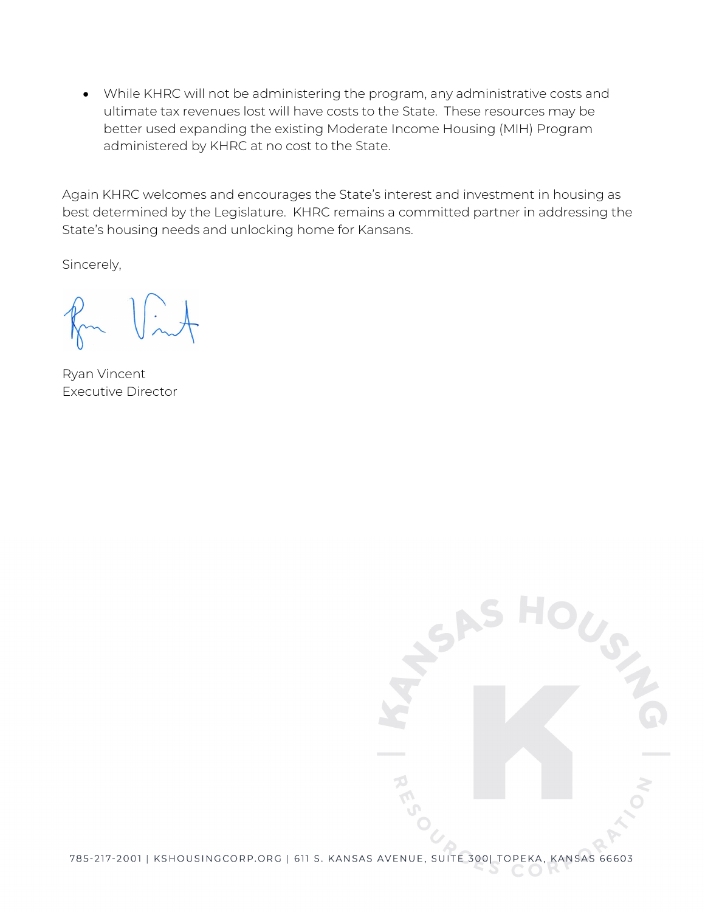- While KHRC will not be administering the program, any administrative costs and ultimate tax revenues lost will have costs to the State. These resources may be better used expanding the existing Moderate Income Housing (MIH) Program administered by KHRC at no cost to the State.

Again KHRC welcomes and encourages the State's interest and investment in housing as best determined by the Legislature. KHRC remains a committed partner in addressing the State's housing needs and unlocking home for Kansans.

Sincerely,

Ryan Vincent
Executive Director